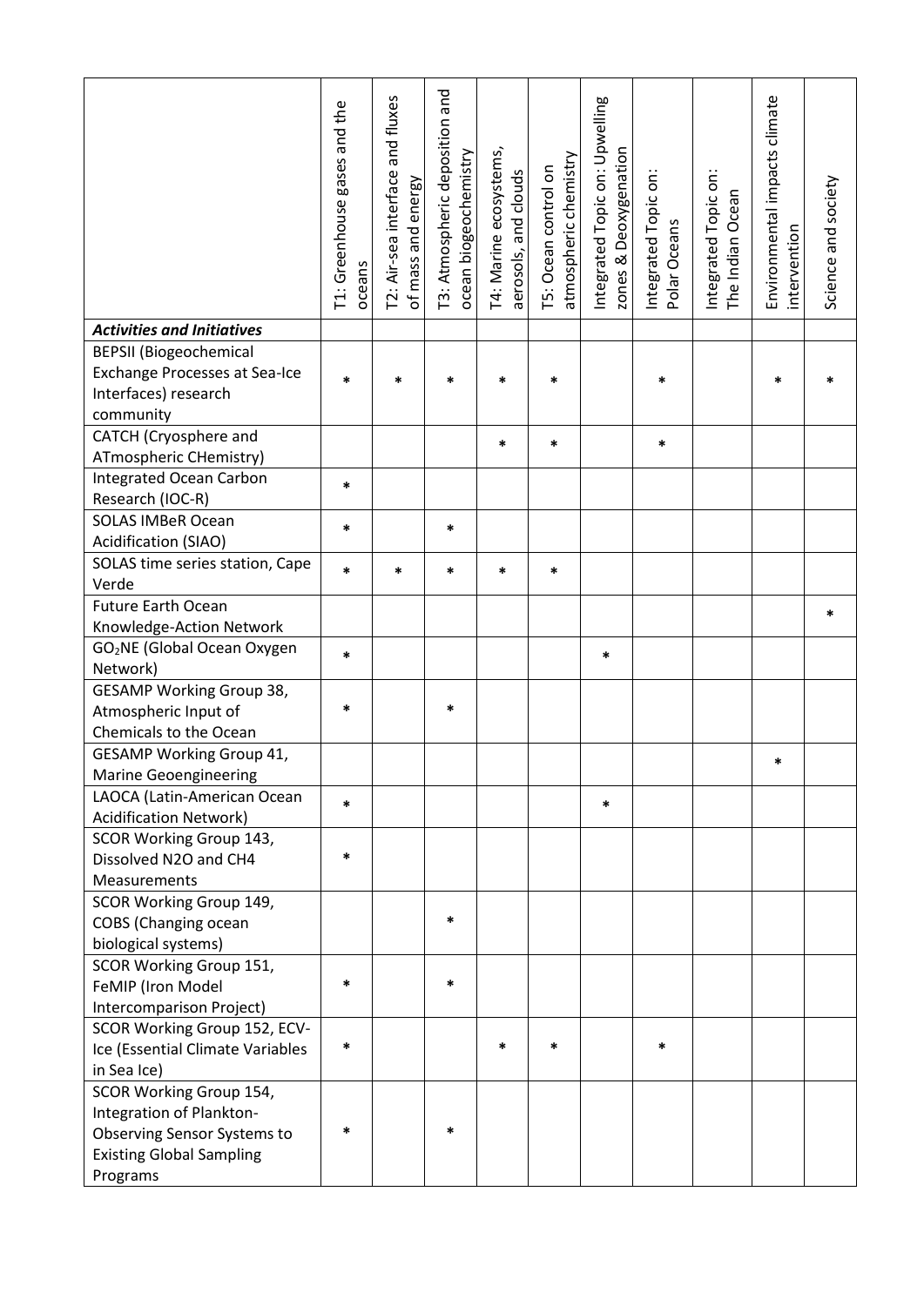| | T1: Greenhouse gases and the oceans | T2: Air-sea interface and fluxes of mass and energy | T3: Atmospheric deposition and ocean biogeochemistry | T4: Marine ecosystems, aerosols, and clouds | T5: Ocean control on atmospheric chemistry | Integrated Topic on: Upwelling zones & Deoxygenation | Integrated Topic on: Polar Oceans | Integrated Topic on: The Indian Ocean | Environmental impacts climate intervention | Science and society |
|---|---|---|---|---|---|---|---|---|---|---|
| ***Activities and Initiatives*** | | | | | | | | | | |
| BEPSII (Biogeochemical Exchange Processes at Sea-Ice Interfaces) research community | * | * | * | * | * | | * | | * | * |
| CATCH (Cryosphere and ATmospheric CHemistry) | | | | * | * | | * | | | |
| Integrated Ocean Carbon Research (IOC-R) | * | | | | | | | | | |
| SOLAS IMBeR Ocean Acidification (SIAO) | * | | * | | | | | | | |
| SOLAS time series station, Cape Verde | * | * | * | * | * | | | | | |
| Future Earth Ocean Knowledge-Action Network | | | | | | | | | | * |
| $GO_2NE$ (Global Ocean Oxygen Network) | * | | | | | * | | | | |
| GESAMP Working Group 38, Atmospheric Input of Chemicals to the Ocean | * | | * | | | | | | | |
| GESAMP Working Group 41, Marine Geoengineering | | | | | | | | | * | |
| LAOCA (Latin-American Ocean Acidification Network) | * | | | | | * | | | | |
| SCOR Working Group 143, Dissolved N2O and CH4 Measurements | * | | | | | | | | | |
| SCOR Working Group 149, COBS (Changing ocean biological systems) | | | * | | | | | | | |
| SCOR Working Group 151, FeMIP (Iron Model Intercomparison Project) | * | | * | | | | | | | |
| SCOR Working Group 152, ECV-Ice (Essential Climate Variables in Sea Ice) | * | | | * | * | | * | | | |
| SCOR Working Group 154, Integration of Plankton-Observing Sensor Systems to Existing Global Sampling Programs | * | | * | | | | | | | |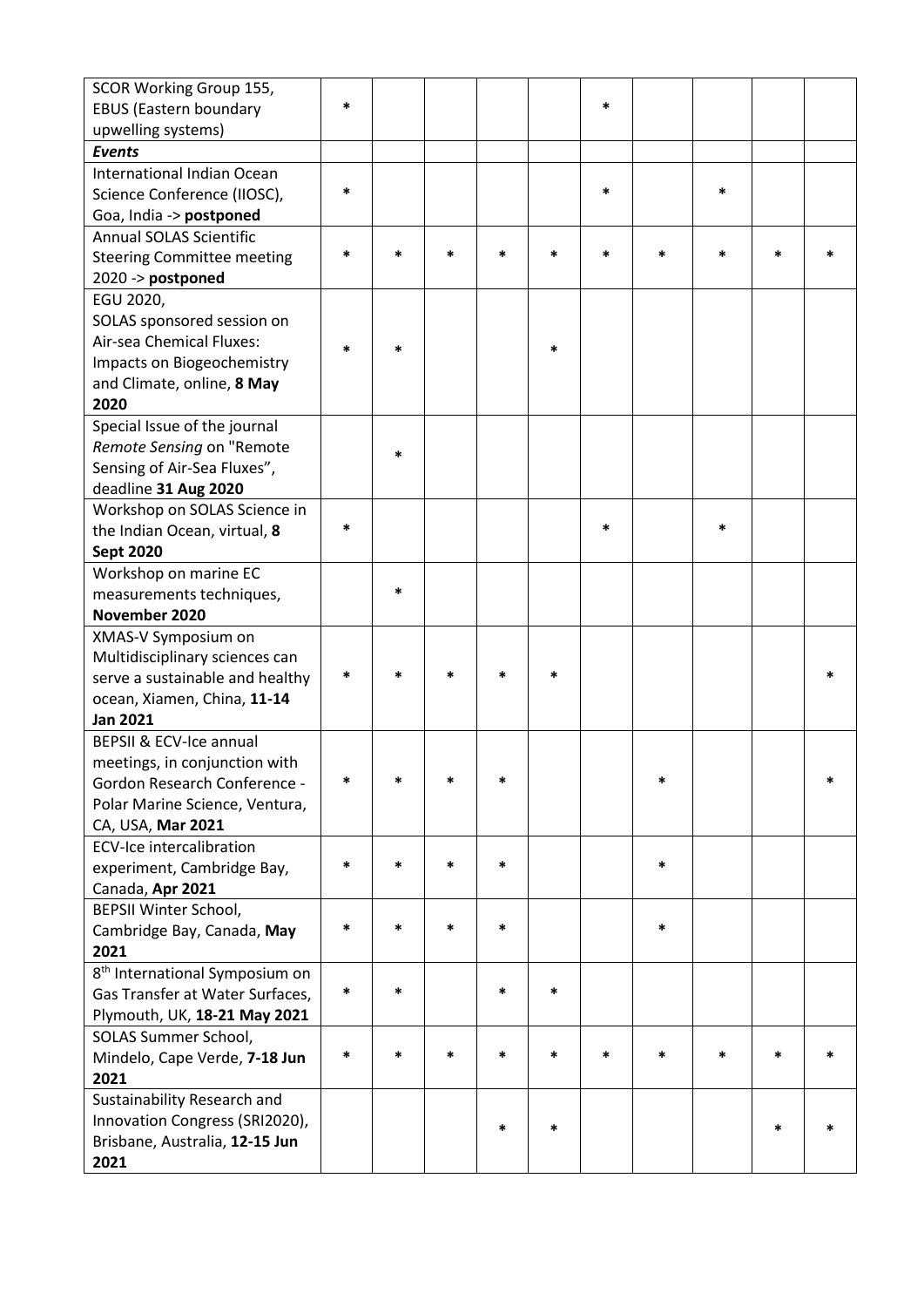| | | | | | | | | | | |
|---|---|---|---|---|---|---|---|---|---|---|
| SCOR Working Group 155, EBUS (Eastern boundary upwelling systems) | * | | | | | * | | | | |
| ***Events*** | | | | | | | | | | |
| International Indian Ocean Science Conference (IIOSC), Goa, India -> **postponed** | * | | | | | * | | * | | |
| Annual SOLAS Scientific Steering Committee meeting 2020 -> **postponed** | * | * | * | * | * | * | * | * | * | * |
| EGU 2020, SOLAS sponsored session on Air-sea Chemical Fluxes: Impacts on Biogeochemistry and Climate, online, **8 May 2020** | * | * | | | * | | | | | |
| Special Issue of the journal *Remote Sensing* on "Remote Sensing of Air-Sea Fluxes", deadline **31 Aug 2020** | | * | | | | | | | | |
| Workshop on SOLAS Science in the Indian Ocean, virtual, **8 Sept 2020** | * | | | | | * | | * | | |
| Workshop on marine EC measurements techniques, **November 2020** | | * | | | | | | | | |
| XMAS-V Symposium on Multidisciplinary sciences can serve a sustainable and healthy ocean, Xiamen, China, **11-14 Jan 2021** | * | * | * | * | * | | | | | * |
| BEPSII & ECV-Ice annual meetings, in conjunction with Gordon Research Conference - Polar Marine Science, Ventura, CA, USA, **Mar 2021** | * | * | * | * | | | * | | | * |
| ECV-Ice intercalibration experiment, Cambridge Bay, Canada, **Apr 2021** | * | * | * | * | | | * | | | |
| BEPSII Winter School, Cambridge Bay, Canada, **May 2021** | * | * | * | * | | | * | | | |
| 8th International Symposium on Gas Transfer at Water Surfaces, Plymouth, UK, **18-21 May 2021** | * | * | | * | * | | | | | |
| SOLAS Summer School, Mindelo, Cape Verde, **7-18 Jun 2021** | * | * | * | * | * | * | * | * | * | * |
| Sustainability Research and Innovation Congress (SRI2020), Brisbane, Australia, **12-15 Jun 2021** | | | | * | * | | | | * | * |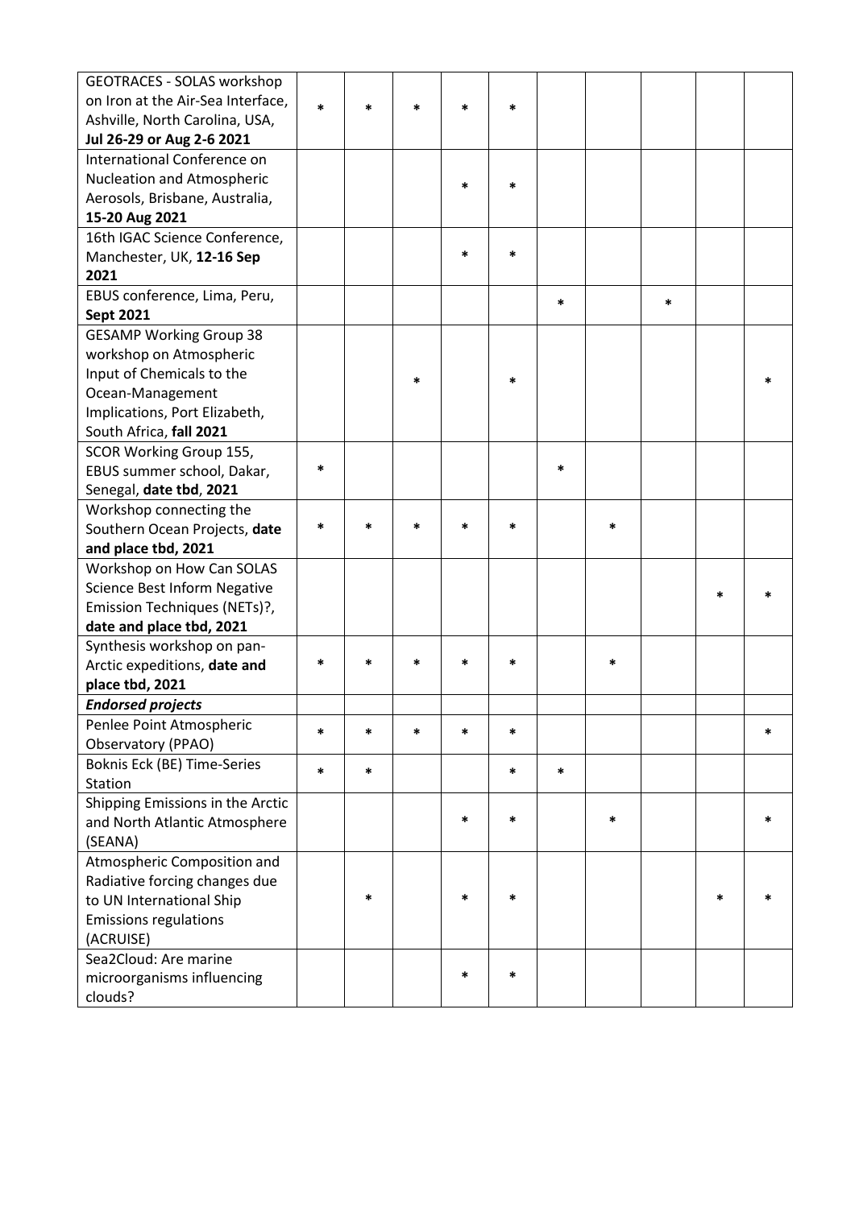| | | | | | | | | | | |
|---|---|---|---|---|---|---|---|---|---|---|
| GEOTRACES - SOLAS workshop on Iron at the Air-Sea Interface, Ashville, North Carolina, USA, **Jul 26-29 or Aug 2-6 2021** | * | * | * | * | * | | | | | |
| International Conference on Nucleation and Atmospheric Aerosols, Brisbane, Australia, **15-20 Aug 2021** | | | | * | * | | | | | |
| 16th IGAC Science Conference, Manchester, UK, **12-16 Sep 2021** | | | | * | * | | | | | |
| EBUS conference, Lima, Peru, **Sept 2021** | | | | | | * | | * | | |
| GESAMP Working Group 38 workshop on Atmospheric Input of Chemicals to the Ocean-Management Implications, Port Elizabeth, South Africa, **fall 2021** | | | * | | * | | | | | * |
| SCOR Working Group 155, EBUS summer school, Dakar, Senegal, **date tbd**, **2021** | * | | | | | * | | | | |
| Workshop connecting the Southern Ocean Projects, **date and place tbd, 2021** | * | * | * | * | * | | * | | | |
| Workshop on How Can SOLAS Science Best Inform Negative Emission Techniques (NETs)?, **date and place tbd, 2021** | | | | | | | | | * | * |
| Synthesis workshop on pan-Arctic expeditions, **date and place tbd, 2021** | * | * | * | * | * | | * | | | |
| ***Endorsed projects*** | | | | | | | | | | |
| Penlee Point Atmospheric Observatory (PPAO) | * | * | * | * | * | | | | | * |
| Boknis Eck (BE) Time-Series Station | * | * | | | * | * | | | | |
| Shipping Emissions in the Arctic and North Atlantic Atmosphere (SEANA) | | | | * | * | | * | | | * |
| Atmospheric Composition and Radiative forcing changes due to UN International Ship Emissions regulations (ACRUISE) | | * | | * | * | | | | * | * |
| Sea2Cloud: Are marine microorganisms influencing clouds? | | | | * | * | | | | | |